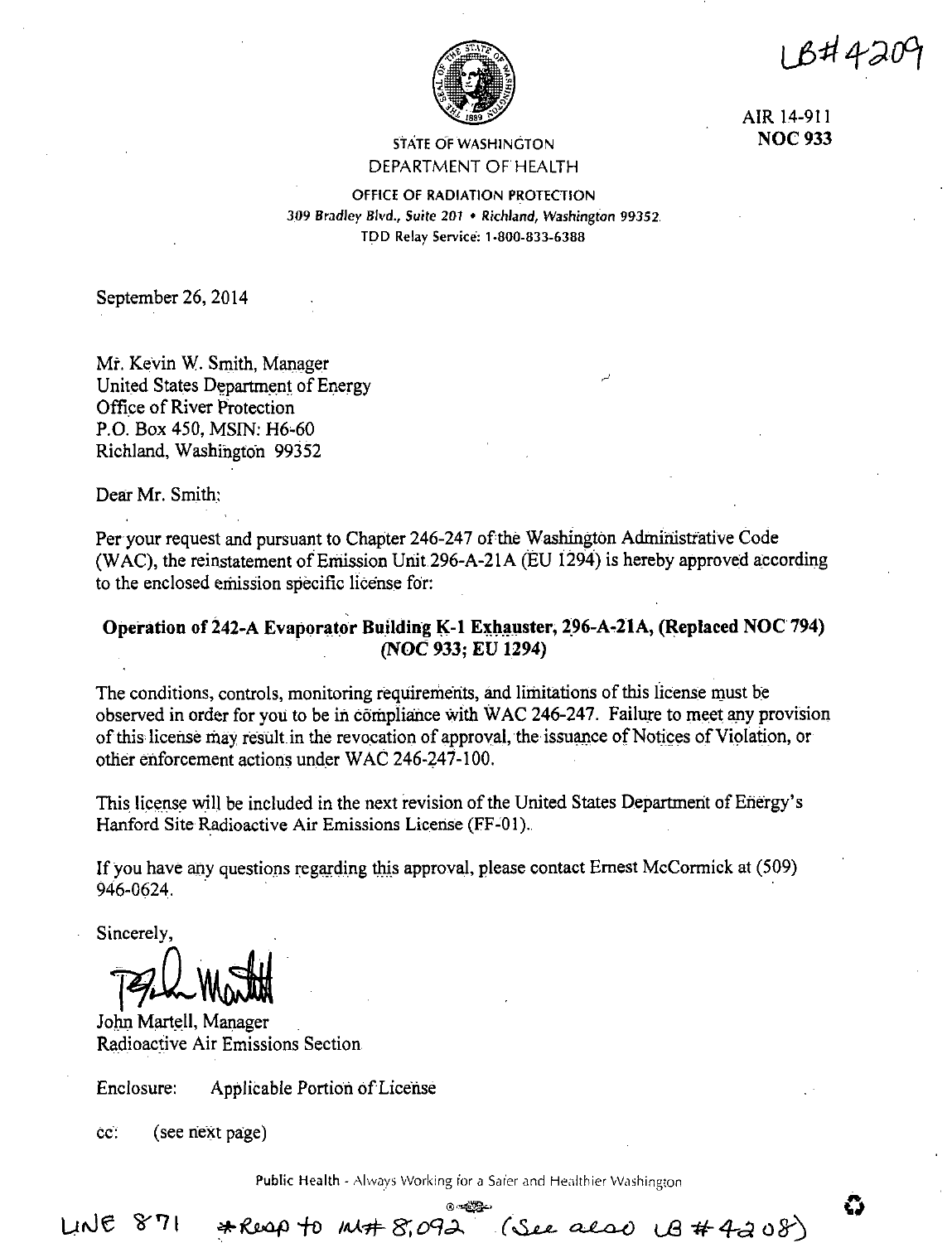LB#4209

AIR 14-911
**NOC 933**

STATE OF WASHINGTON
DEPARTMENT OF HEALTH

OFFICE OF RADIATION PROTECTION
*309 Bradley Blvd., Suite 201 • Richland, Washington 99352*
TDD Relay Service: 1-800-833-6388

September 26, 2014

Mr. Kevin W. Smith, Manager
United States Department of Energy
Office of River Protection
P.O. Box 450, MSIN: H6-60
Richland, Washington 99352

Dear Mr. Smith:

Per your request and pursuant to Chapter 246-247 of the Washington Administrative Code (WAC), the reinstatement of Emission Unit 296-A-21A (EU 1294) is hereby approved according to the enclosed emission specific license for:

**Operation of 242-A Evaporator Building K-1 Exhauster, 296-A-21A, (Replaced NOC 794) (NOC 933; EU 1294)**

The conditions, controls, monitoring requirements, and limitations of this license must be observed in order for you to be in compliance with WAC 246-247. Failure to meet any provision of this license may result in the revocation of approval, the issuance of Notices of Violation, or other enforcement actions under WAC 246-247-100.

This license will be included in the next revision of the United States Department of Energy's Hanford Site Radioactive Air Emissions License (FF-01).

If you have any questions regarding this approval, please contact Ernest McCormick at (509) 946-0624.

Sincerely,

John Martell, Manager
Radioactive Air Emissions Section

Enclosure: Applicable Portion of License

cc: (see next page)

Public Health - Always Working for a Safer and Healthier Washington

LINE 871 *Resp to IM# 8,092 (See also LB #4208)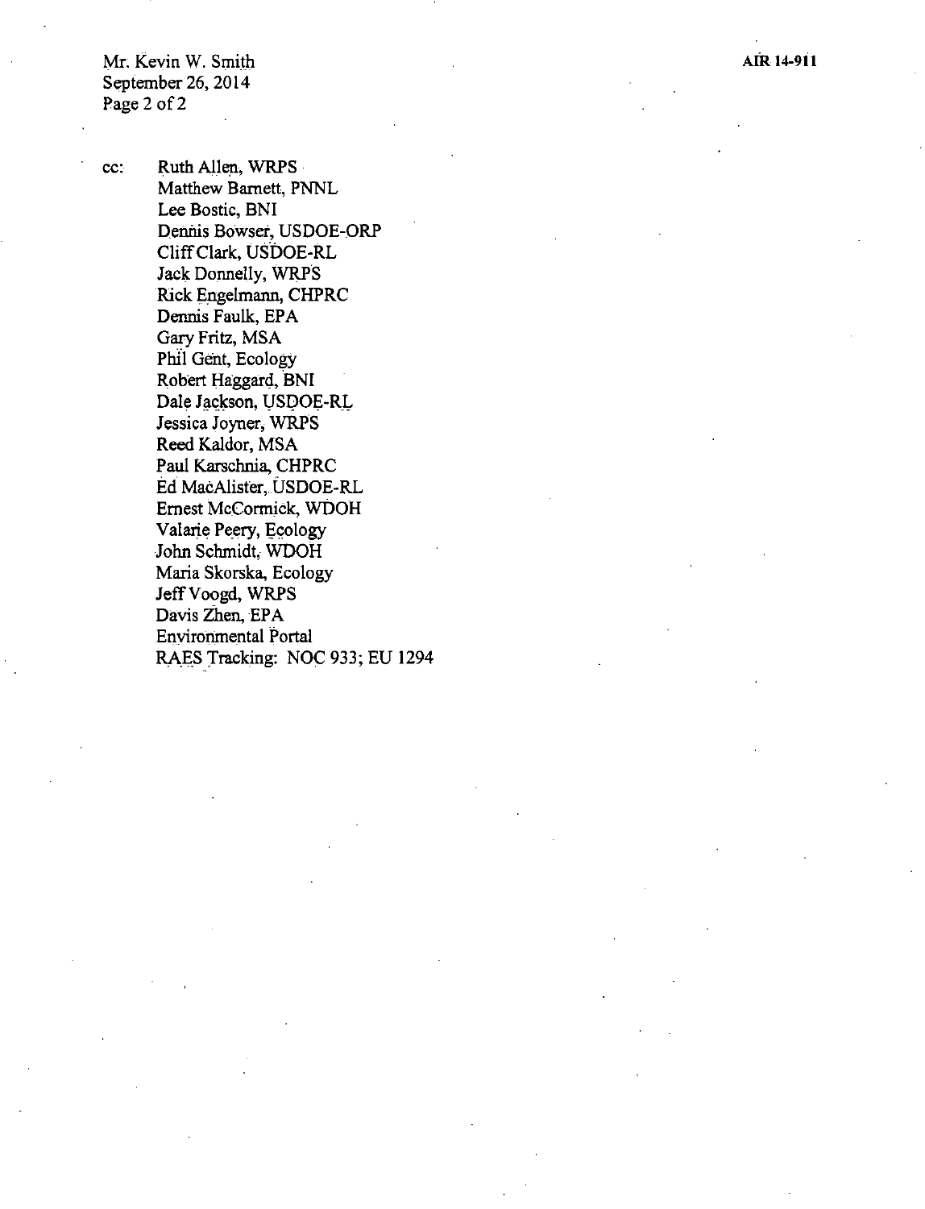cc: Ruth Allen, WRPS
Matthew Barnett, PNNL
Lee Bostic, BNI
Dennis Bowser, USDOE-ORP
Cliff Clark, USDOE-RL
Jack Donnelly, WRPS
Rick Engelmann, CHPRC
Dennis Faulk, EPA
Gary Fritz, MSA
Phil Gent, Ecology
Robert Haggard, BNI
Dale Jackson, USDOE-RL
Jessica Joyner, WRPS
Reed Kaldor, MSA
Paul Karschnia, CHPRC
Ed MacAlister, USDOE-RL
Ernest McCormick, WDOH
Valarie Peery, Ecology
John Schmidt, WDOH
Maria Skorska, Ecology
Jeff Voogd, WRPS
Davis Zhen, EPA
Environmental Portal
RAES Tracking: NOC 933; EU 1294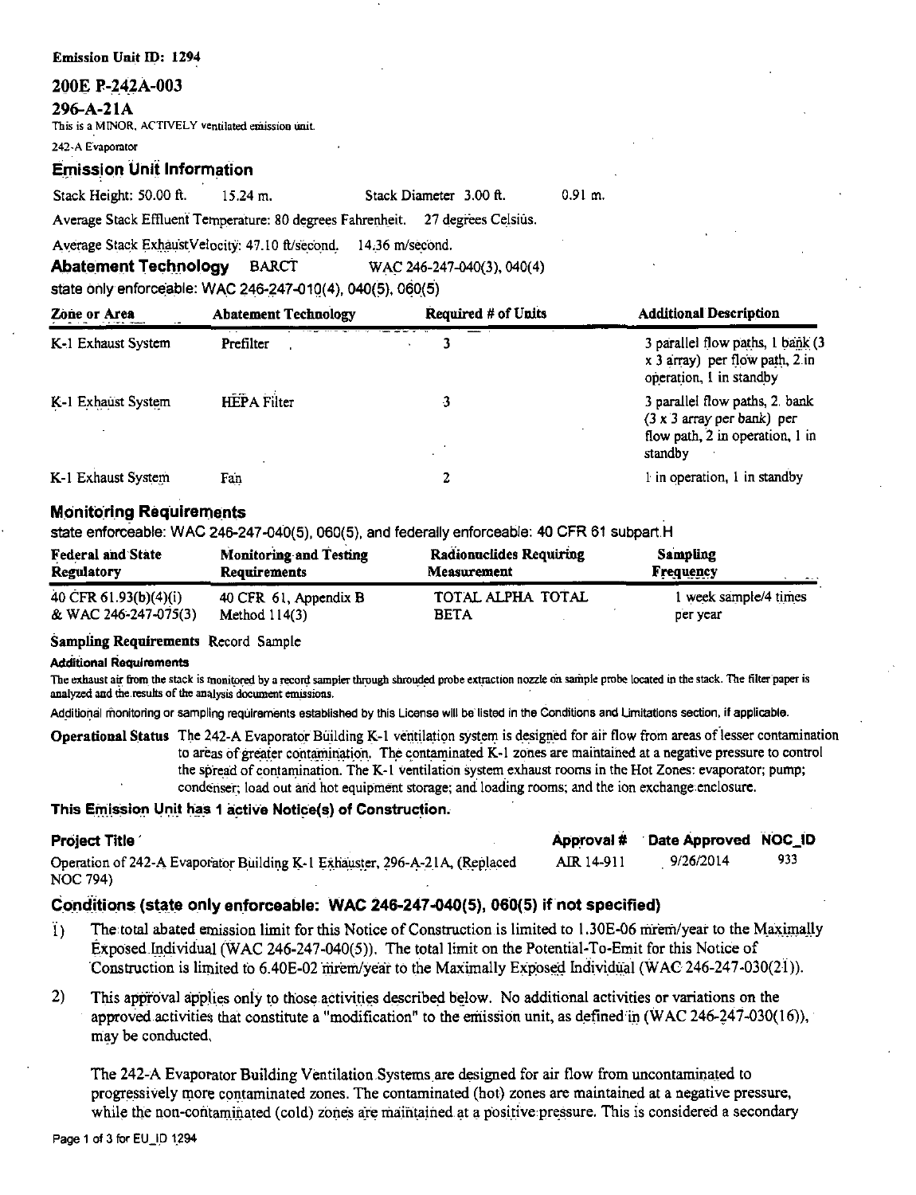**Emission Unit ID: 1294**

## 200E P-242A-003

## 296-A-21A

This is a MINOR, ACTIVELY ventilated emission unit.

242-A Evaporator

### Emission Unit Information

Stack Height: 50.00 ft. 15.24 m. Stack Diameter 3.00 ft. 0.91 m.

Average Stack Effluent Temperature: 80 degrees Fahrenheit. 27 degrees Celsius.

Average Stack Exhaust Velocity: 47.10 ft/second. 14.36 m/second.

**Abatement Technology** BARCT WAC 246-247-040(3), 040(4)

state only enforceable: WAC 246-247-010(4), 040(5), 060(5)

| Zone or Area | Abatement Technology | Required # of Units | Additional Description |
|---|---|---|---|
| K-1 Exhaust System | Prefilter | 3 | 3 parallel flow paths, 1 bank (3 x 3 array) per flow path, 2 in operation, 1 in standby |
| K-1 Exhaust System | HEPA Filter | 3 | 3 parallel flow paths, 2 bank (3 x 3 array per bank) per flow path, 2 in operation, 1 in standby |
| K-1 Exhaust System | Fan | 2 | 1 in operation, 1 in standby |

### Monitoring Requirements

state enforceable: WAC 246-247-040(5), 060(5), and federally enforceable: 40 CFR 61 subpart H

| Federal and State Regulatory | Monitoring and Testing Requirements | Radionuclides Requiring Measurement | Sampling Frequency |
|---|---|---|---|
| 40 CFR 61.93(b)(4)(i) & WAC 246-247-075(3) | 40 CFR 61, Appendix B Method 114(3) | TOTAL ALPHA TOTAL BETA | 1 week sample/4 times per year |

**Sampling Requirements** Record Sample

**Additional Requirements**

The exhaust air from the stack is monitored by a record sampler through shrouded probe extraction nozzle on sample probe located in the stack. The filter paper is analyzed and the results of the analysis document emissions.

Additional monitoring or sampling requirements established by this License will be listed in the Conditions and Limitations section, if applicable.

**Operational Status** The 242-A Evaporator Building K-1 ventilation system is designed for air flow from areas of lesser contamination to areas of greater contamination. The contaminated K-1 zones are maintained at a negative pressure to control the spread of contamination. The K-1 ventilation system exhaust rooms in the Hot Zones: evaporator; pump; condenser; load out and hot equipment storage; and loading rooms; and the ion exchange enclosure.

### This Emission Unit has 1 active Notice(s) of Construction.

| Project Title | Approval # | Date Approved | NOC_ID |
|---|---|---|---|
| Operation of 242-A Evaporator Building K-1 Exhauster, 296-A-21A, (Replaced NOC 794) | AIR 14-911 | 9/26/2014 | 933 |

### Conditions (state only enforceable: WAC 246-247-040(5), 060(5) if not specified)

1) The total abated emission limit for this Notice of Construction is limited to 1.30E-06 mrem/year to the Maximally Exposed Individual (WAC 246-247-040(5)). The total limit on the Potential-To-Emit for this Notice of Construction is limited to 6.40E-02 mrem/year to the Maximally Exposed Individual (WAC 246-247-030(21)).

2) This approval applies only to those activities described below. No additional activities or variations on the approved activities that constitute a "modification" to the emission unit, as defined in (WAC 246-247-030(16)), may be conducted.

   The 242-A Evaporator Building Ventilation Systems are designed for air flow from uncontaminated to progressively more contaminated zones. The contaminated (hot) zones are maintained at a negative pressure, while the non-contaminated (cold) zones are maintained at a positive pressure. This is considered a secondary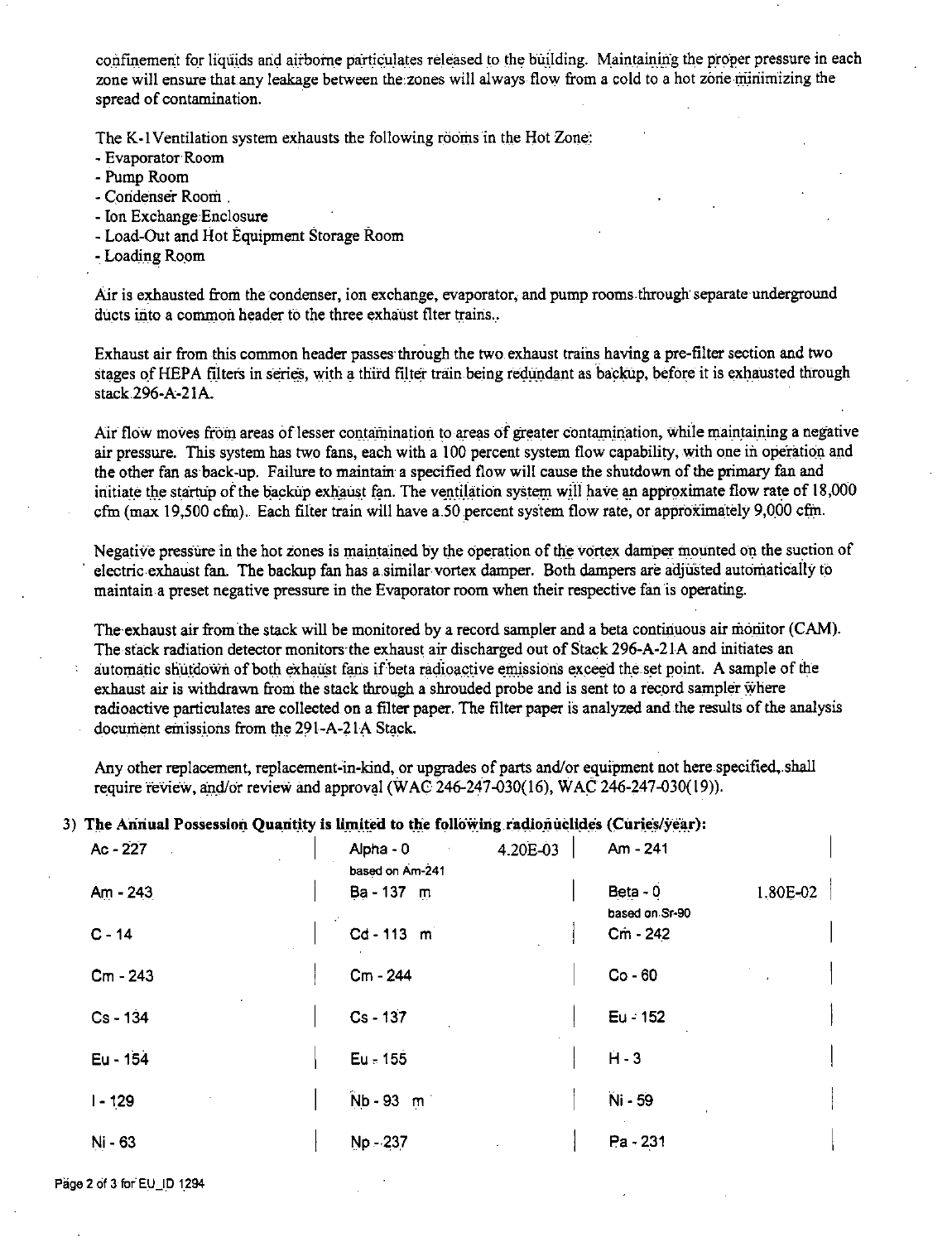confinement for liquids and airborne particulates released to the building. Maintaining the proper pressure in each zone will ensure that any leakage between the zones will always flow from a cold to a hot zone minimizing the spread of contamination.

The K-1Ventilation system exhausts the following rooms in the Hot Zone:

- Evaporator Room
- Pump Room
- Condenser Room
- Ion Exchange Enclosure
- Load-Out and Hot Equipment Storage Room
- Loading Room

Air is exhausted from the condenser, ion exchange, evaporator, and pump rooms through separate underground ducts into a common header to the three exhaust flter trains.

Exhaust air from this common header passes through the two exhaust trains having a pre-filter section and two stages of HEPA filters in series, with a third filter train being redundant as backup, before it is exhausted through stack 296-A-21A.

Air flow moves from areas of lesser contamination to areas of greater contamination, while maintaining a negative air pressure. This system has two fans, each with a 100 percent system flow capability, with one in operation and the other fan as back-up. Failure to maintain a specified flow will cause the shutdown of the primary fan and initiate the startup of the backup exhaust fan. The ventilation system will have an approximate flow rate of 18,000 cfm (max 19,500 cfm). Each filter train will have a 50 percent system flow rate, or approximately 9,000 cfm.

Negative pressure in the hot zones is maintained by the operation of the vortex damper mounted on the suction of electric exhaust fan. The backup fan has a similar vortex damper. Both dampers are adjusted automatically to maintain a preset negative pressure in the Evaporator room when their respective fan is operating.

The exhaust air from the stack will be monitored by a record sampler and a beta continuous air monitor (CAM). The stack radiation detector monitors the exhaust air discharged out of Stack 296-A-21A and initiates an automatic shutdown of both exhaust fans if beta radioactive emissions exceed the set point. A sample of the exhaust air is withdrawn from the stack through a shrouded probe and is sent to a record sampler where radioactive particulates are collected on a filter paper. The filter paper is analyzed and the results of the analysis document emissions from the 291-A-21A Stack.

Any other replacement, replacement-in-kind, or upgrades of parts and/or equipment not here specified, shall require review, and/or review and approval (WAC 246-247-030(16), WAC 246-247-030(19)).

3) **The Annual Possession Quantity is limited to the following radionuclides (Curies/year):**

| | | | | | |
|---|---|---|---|---|---|
| Ac - 227 | | Alpha - 0<br>based on Am-241 | 4.20E-03 | Am - 241 | |
| Am - 243 | | Ba - 137 m | | Beta - 0<br>based on Sr-90 | 1.80E-02 |
| C - 14 | | Cd - 113 m | | Cm - 242 | |
| Cm - 243 | | Cm - 244 | | Co - 60 | |
| Cs - 134 | | Cs - 137 | | Eu - 152 | |
| Eu - 154 | | Eu - 155 | | H - 3 | |
| I - 129 | | Nb - 93 m | | Ni - 59 | |
| Ni - 63 | | Np - 237 | | Pa - 231 | |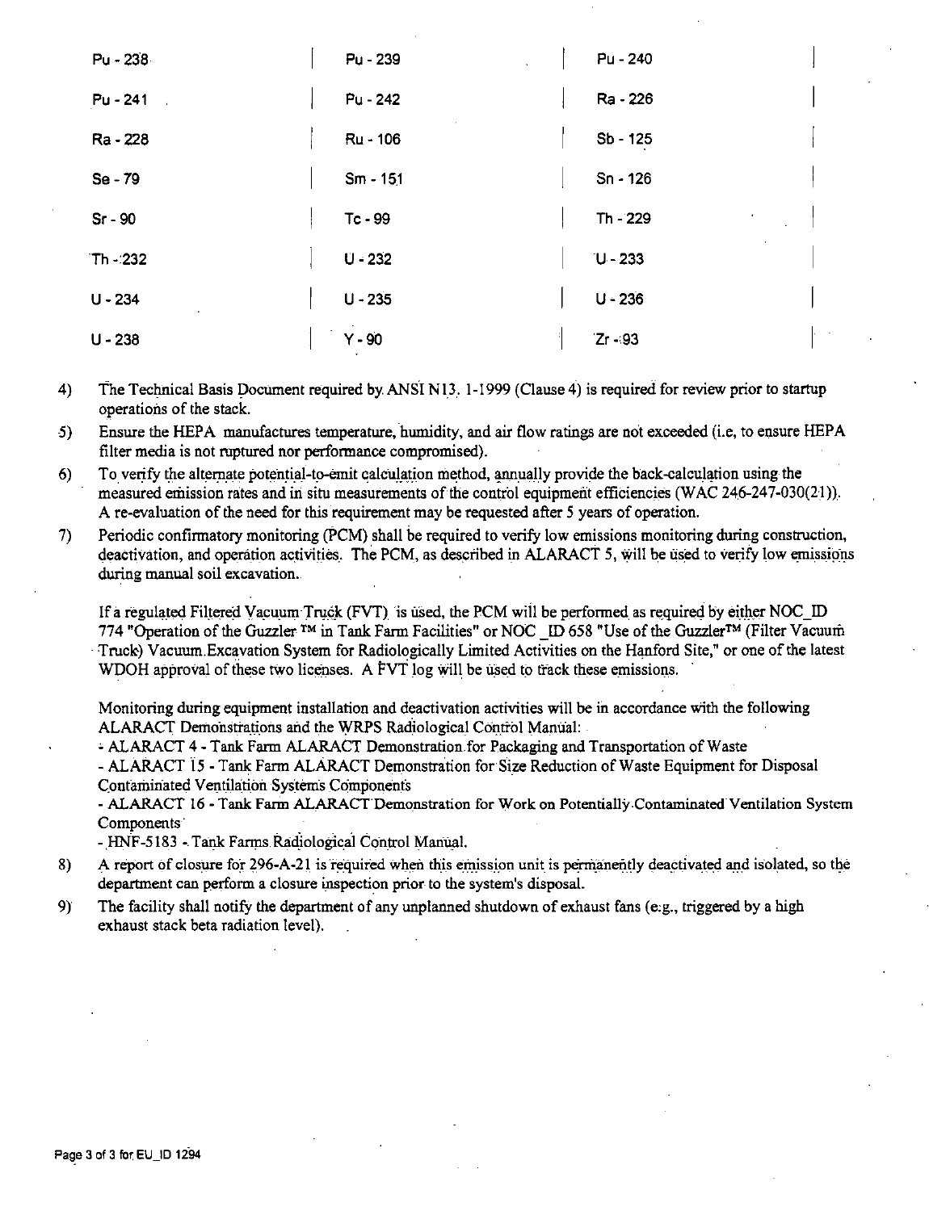| | | |
|---|---|---|
| Pu - 238 | Pu - 239 | Pu - 240 |
| Pu - 241 | Pu - 242 | Ra - 226 |
| Ra - 228 | Ru - 106 | Sb - 125 |
| Se - 79 | Sm - 151 | Sn - 126 |
| Sr - 90 | Tc - 99 | Th - 229 |
| Th - 232 | U - 232 | U - 233 |
| U - 234 | U - 235 | U - 236 |
| U - 238 | Y - 90 | Zr - 93 |

4) The Technical Basis Document required by ANSI N13. 1-1999 (Clause 4) is required for review prior to startup operations of the stack.

5) Ensure the HEPA manufactures temperature, humidity, and air flow ratings are not exceeded (i.e, to ensure HEPA filter media is not ruptured nor performance compromised).

6) To verify the alternate potential-to-emit calculation method, annually provide the back-calculation using the measured emission rates and in situ measurements of the control equipment efficiencies (WAC 246-247-030(21)). A re-evaluation of the need for this requirement may be requested after 5 years of operation.

7) Periodic confirmatory monitoring (PCM) shall be required to verify low emissions monitoring during construction, deactivation, and operation activities. The PCM, as described in ALARACT 5, will be used to verify low emissions during manual soil excavation.

   If a regulated Filtered Vacuum Truck (FVT) is used, the PCM will be performed as required by either NOC_ID 774 "Operation of the Guzzler ™ in Tank Farm Facilities" or NOC _ID 658 "Use of the Guzzler™ (Filter Vacuum Truck) Vacuum Excavation System for Radiologically Limited Activities on the Hanford Site," or one of the latest WDOH approval of these two licenses. A FVT log will be used to track these emissions.

   Monitoring during equipment installation and deactivation activities will be in accordance with the following ALARACT Demonstrations and the WRPS Radiological Control Manual:
   - ALARACT 4 - Tank Farm ALARACT Demonstration for Packaging and Transportation of Waste
   - ALARACT 15 - Tank Farm ALARACT Demonstration for Size Reduction of Waste Equipment for Disposal Contaminated Ventilation Systems Components
   - ALARACT 16 - Tank Farm ALARACT Demonstration for Work on Potentially Contaminated Ventilation System Components
   - HNF-5183 - Tank Farms Radiological Control Manual.

8) A report of closure for 296-A-21 is required when this emission unit is permanently deactivated and isolated, so the department can perform a closure inspection prior to the system's disposal.

9) The facility shall notify the department of any unplanned shutdown of exhaust fans (e.g., triggered by a high exhaust stack beta radiation level).